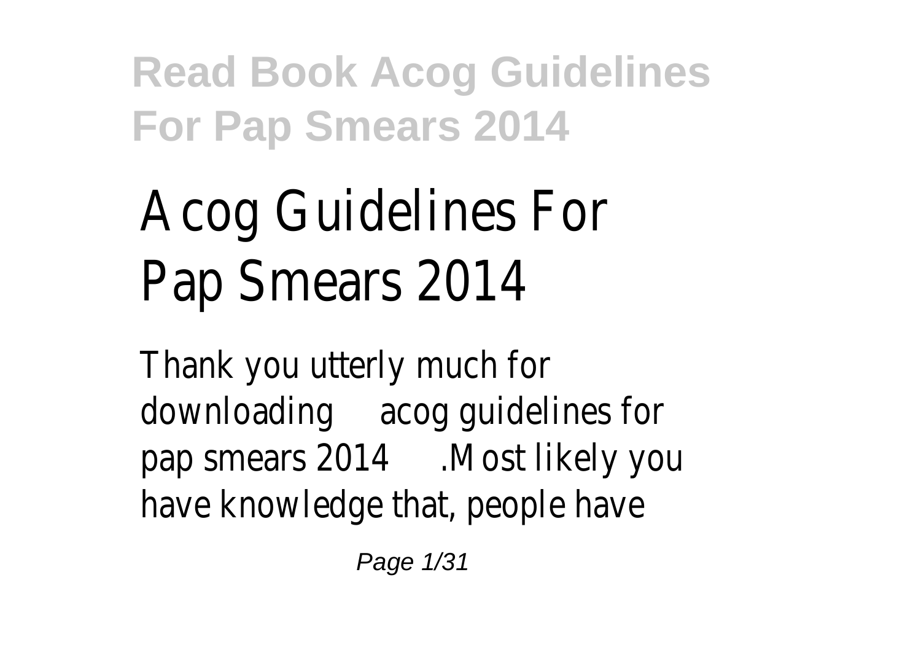# Acog Guidelines For Pap Smears 2014

Thank you utterly much for downloading acog guidelines for pap smears 2014.Most likely you have knowledge that, people have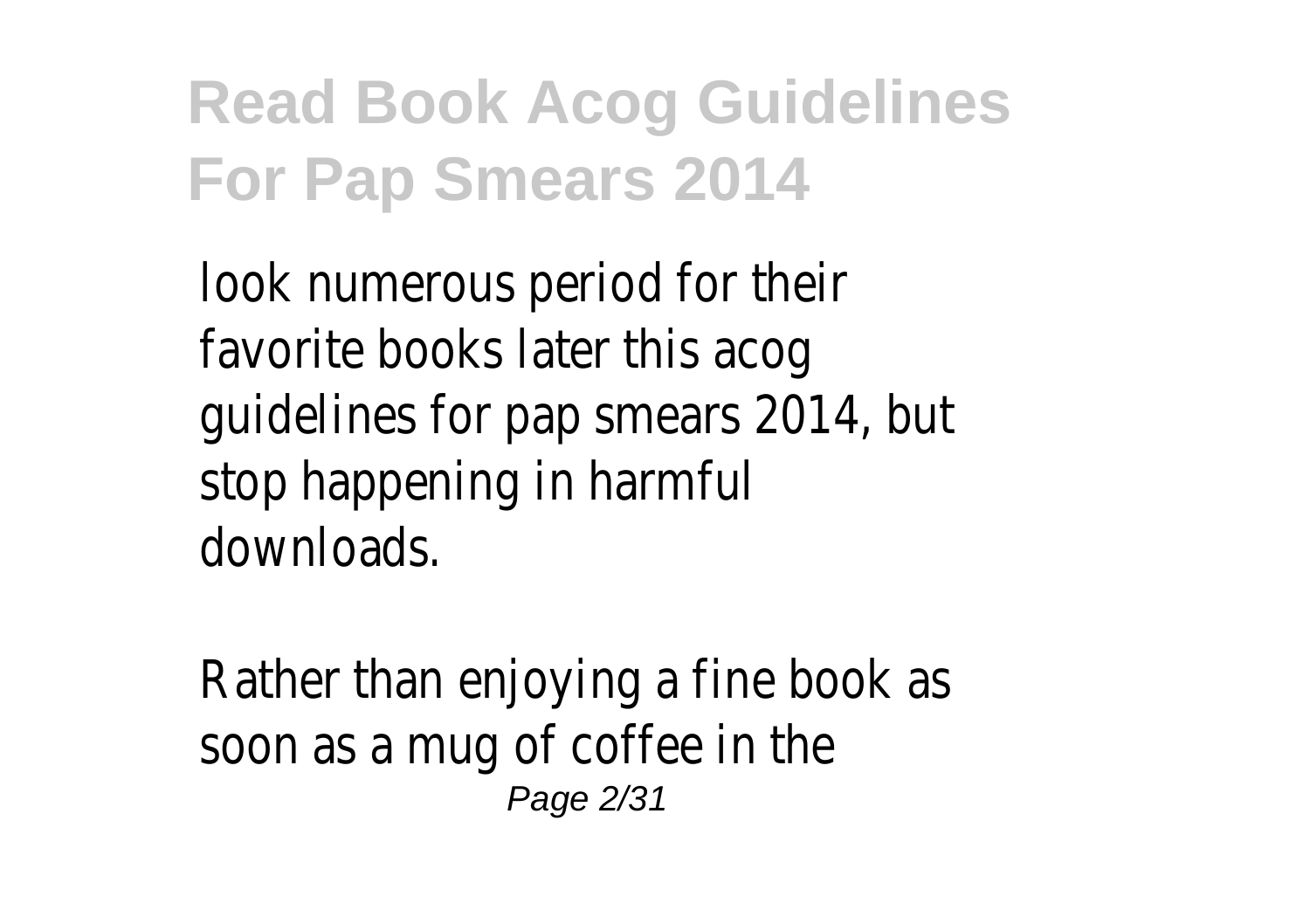look numerous period for their favorite books later this acog guidelines for pap smears 2014, but stop happening in harmful downloads.

Rather than enjoying a fine book as soon as a mug of coffee in the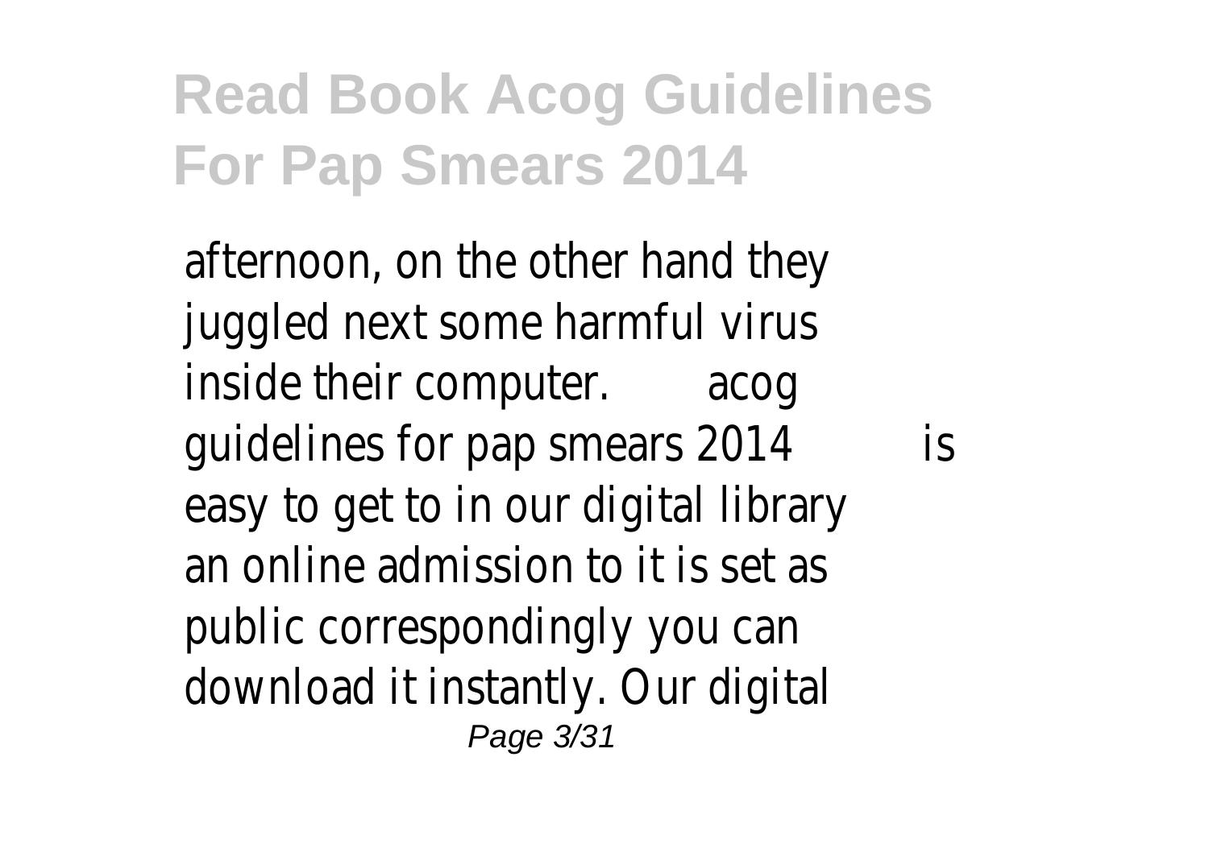afternoon, on the other hand they juggled next some harmful virus inside their computer. acog guidelines for pap smears 2014 is easy to get to in our digital library an online admission to it is set as public correspondingly you can download it instantly. Our digital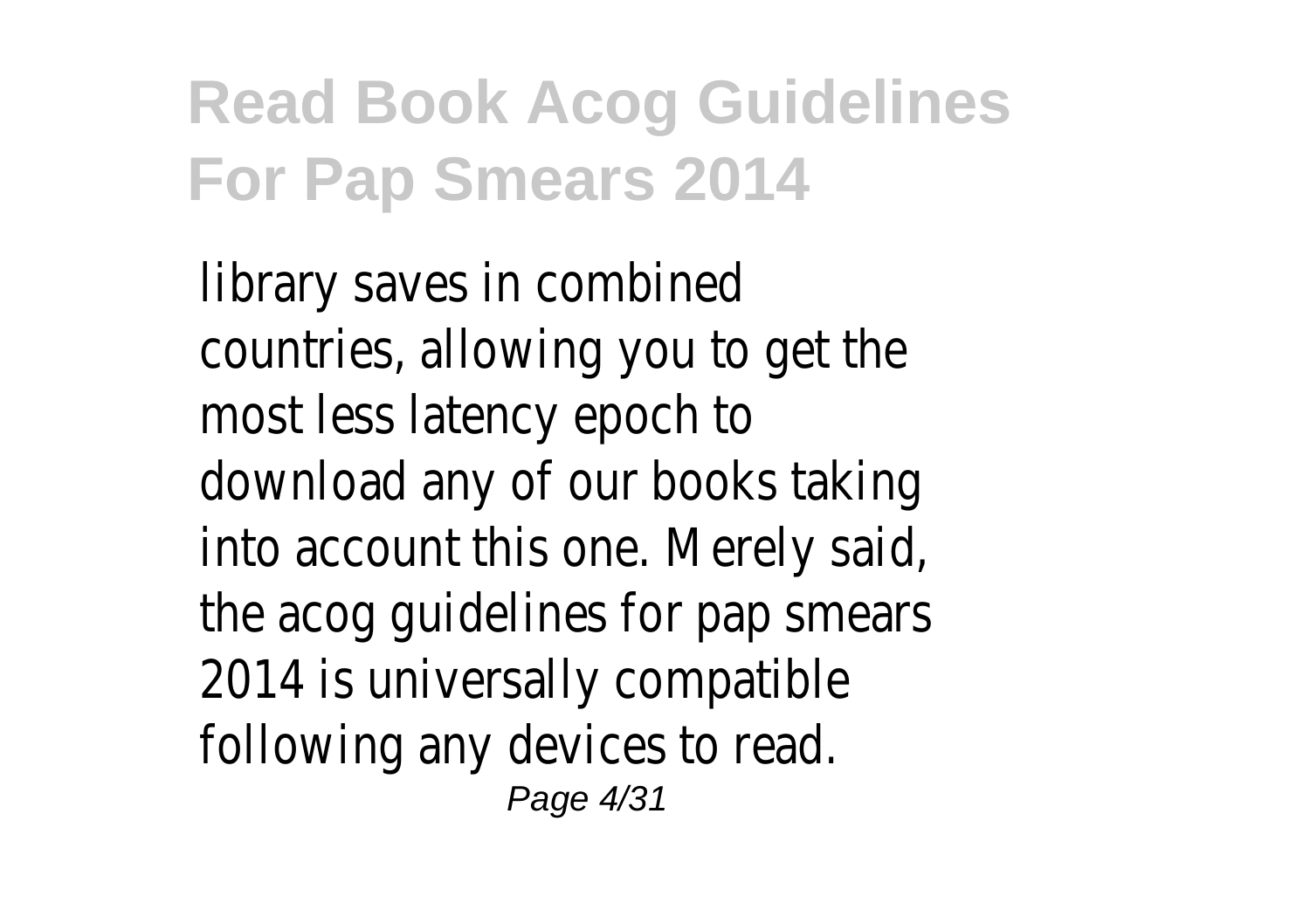library saves in combined countries, allowing you to get the most less latency epoch to download any of our books taking into account this one. Merely said, the acog guidelines for pap smears 2014 is universally compatible following any devices to read.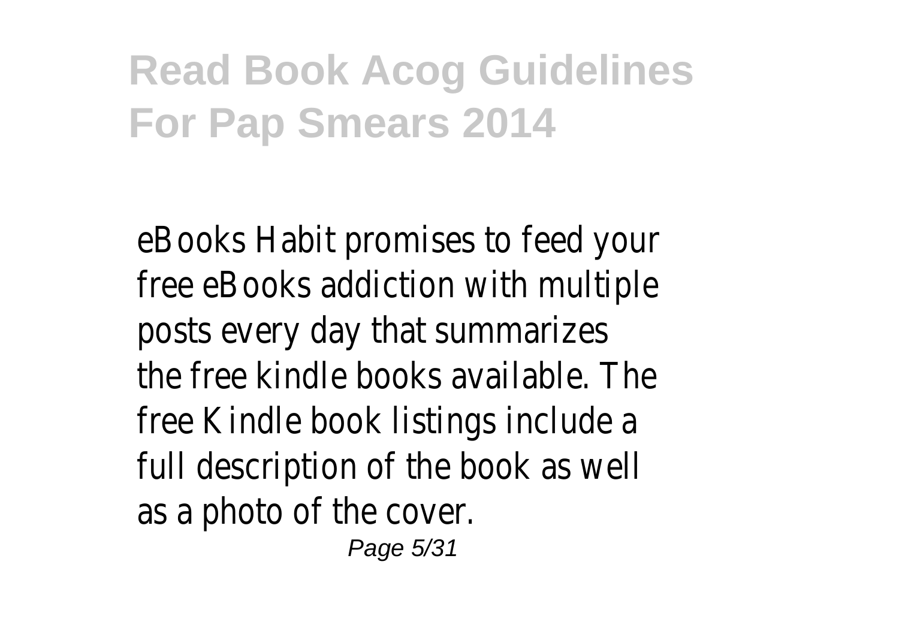eBooks Habit promises to feed your free eBooks addiction with multiple posts every day that summarizes the free kindle books available. The free Kindle book listings include a full description of the book as well as a photo of the cover.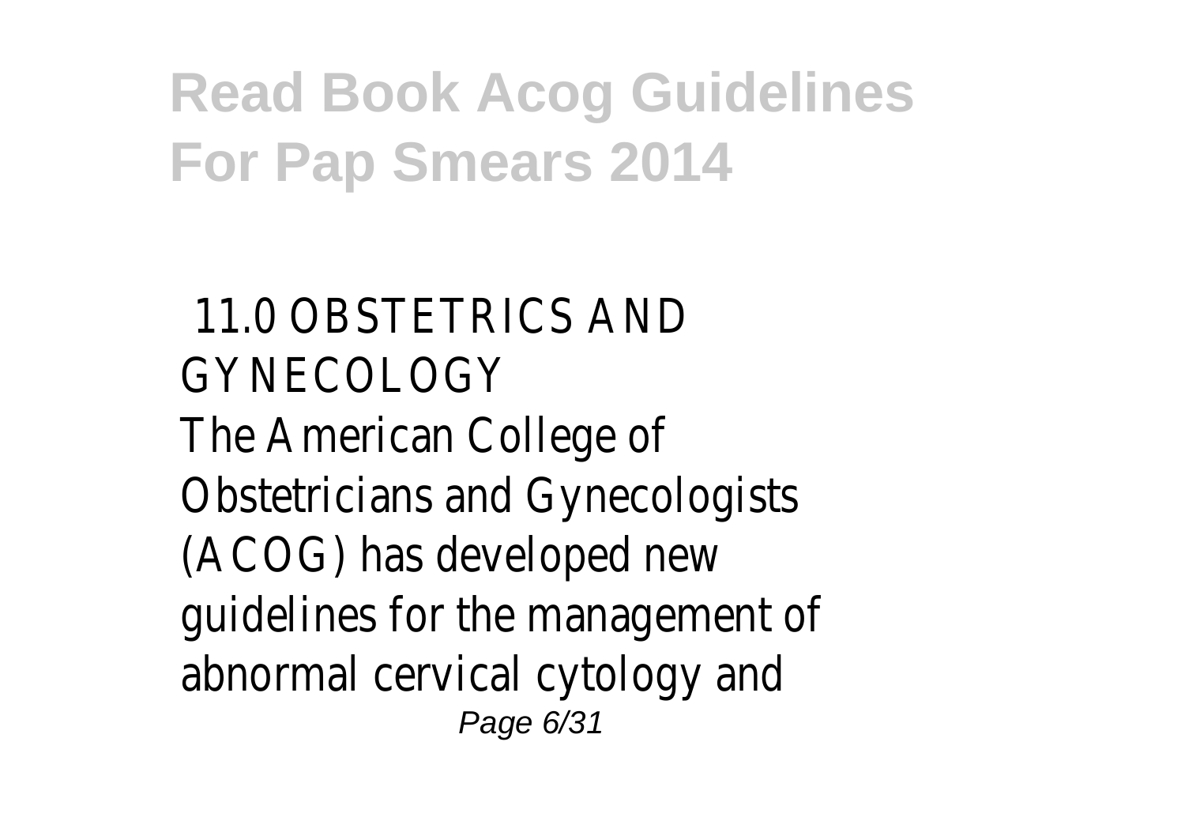11.0 OBSTETRICS AND GYNECOLOGY

The American College of Obstetricians and Gynecologists (ACOG) has developed new guidelines for the management of abnormal cervical cytology and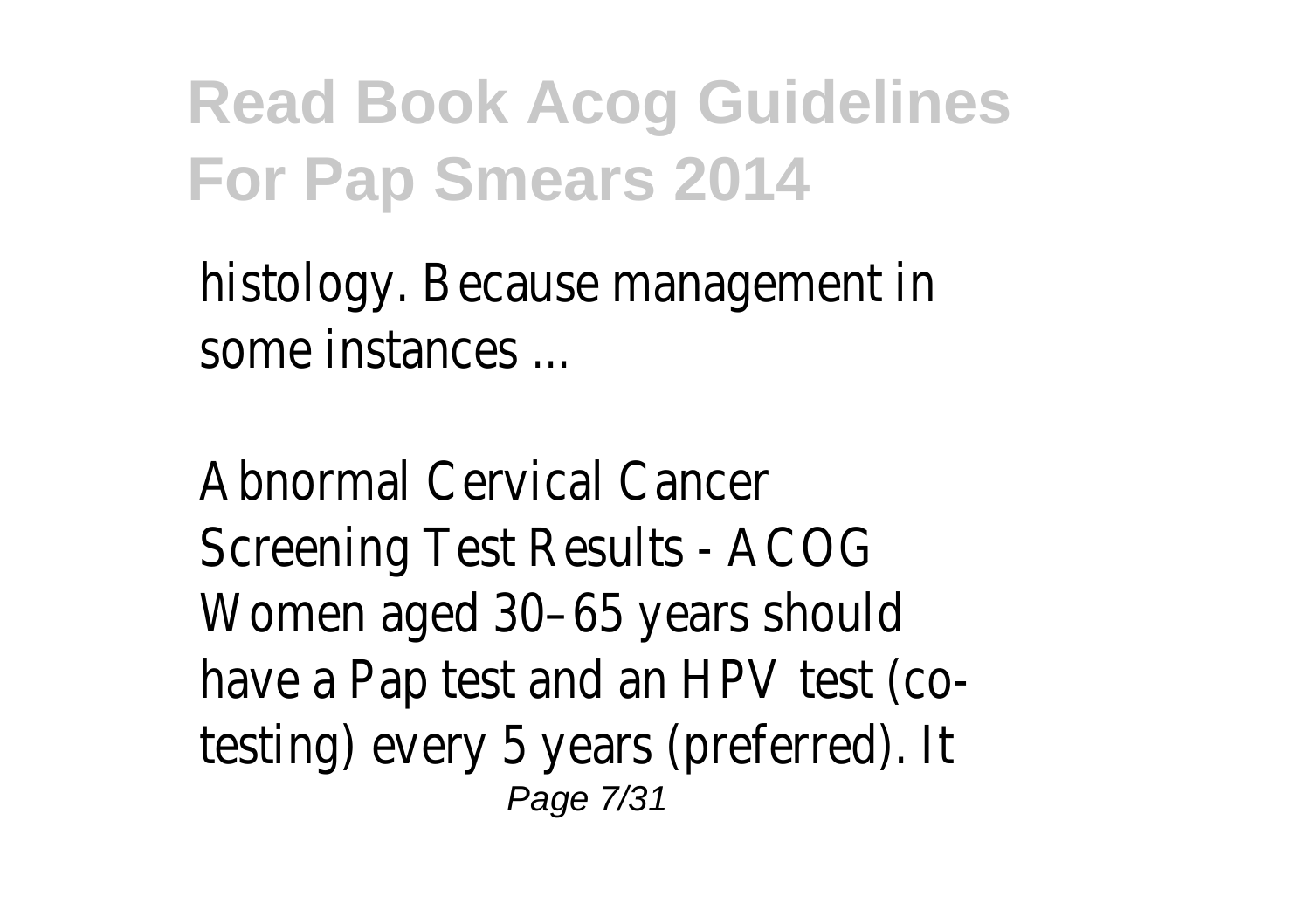histology. Because management in some instances ...

Abnormal Cervical Cancer Screening Test Results - ACOG
Women aged 30–65 years should have a Pap test and an HPV test (co-testing) every 5 years (preferred). It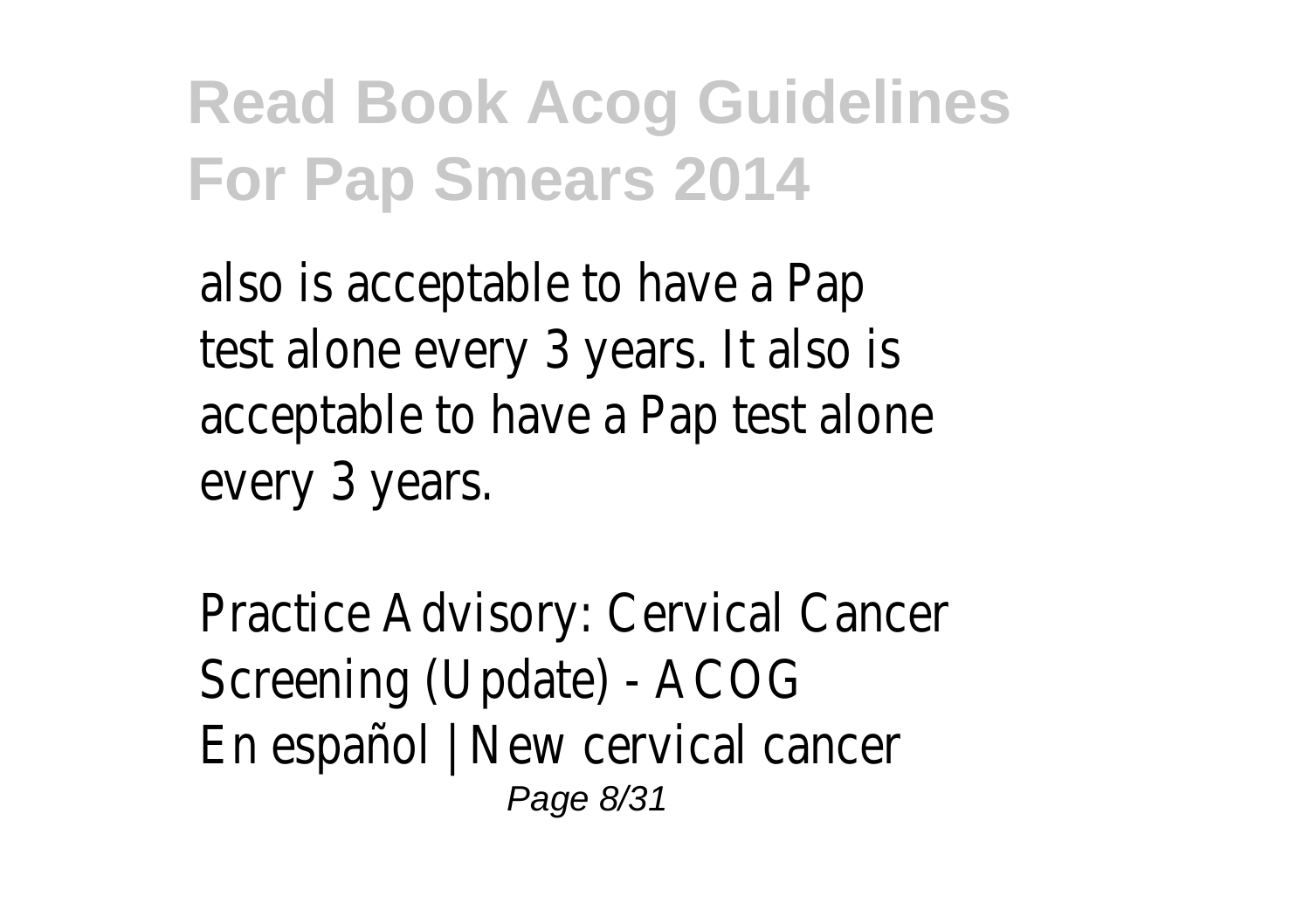also is acceptable to have a Pap test alone every 3 years. It also is acceptable to have a Pap test alone every 3 years.

Practice Advisory: Cervical Cancer Screening (Update) - ACOG
En español | New cervical cancer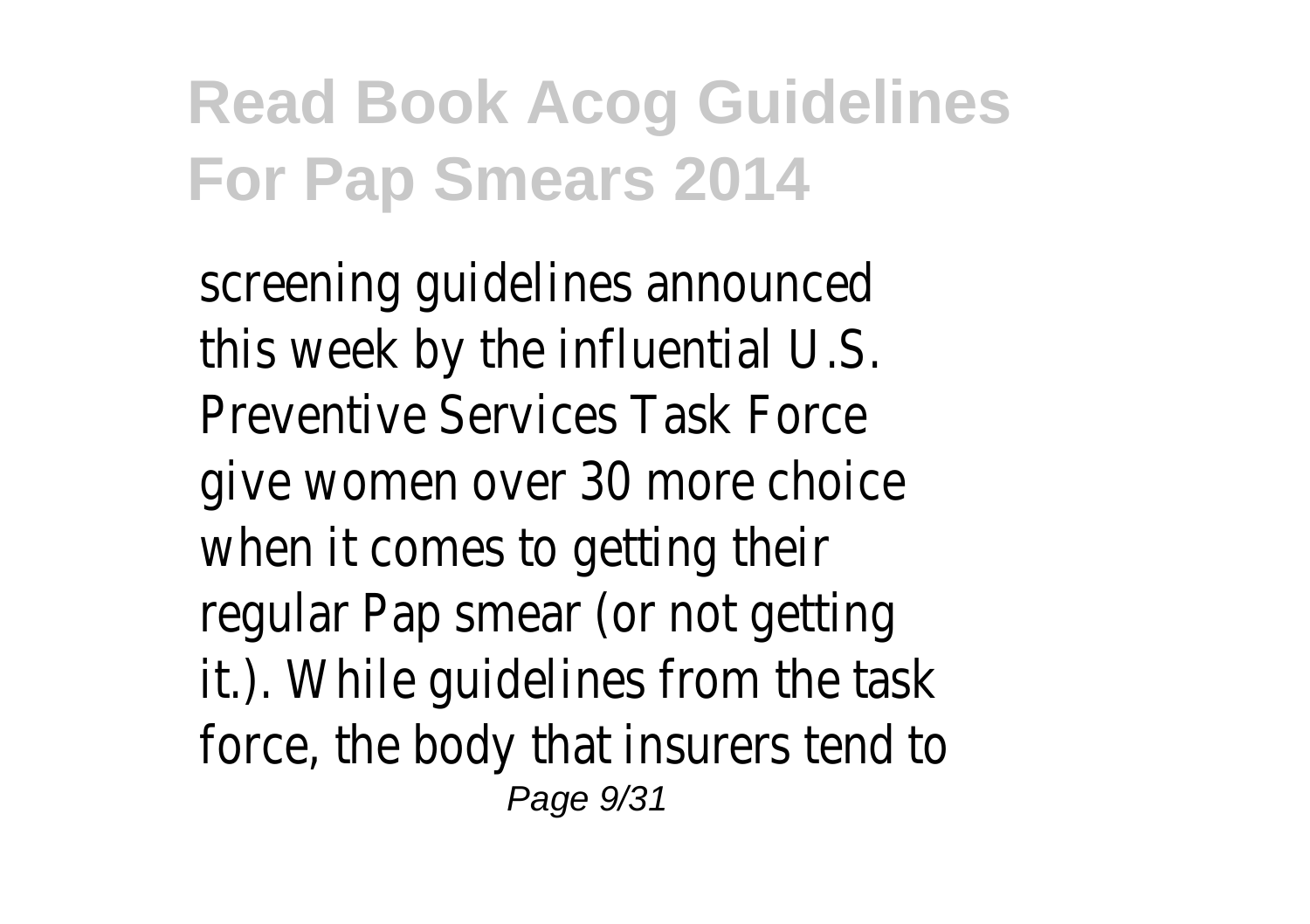screening guidelines announced this week by the influential U.S. Preventive Services Task Force give women over 30 more choice when it comes to getting their regular Pap smear (or not getting it.). While guidelines from the task force, the body that insurers tend to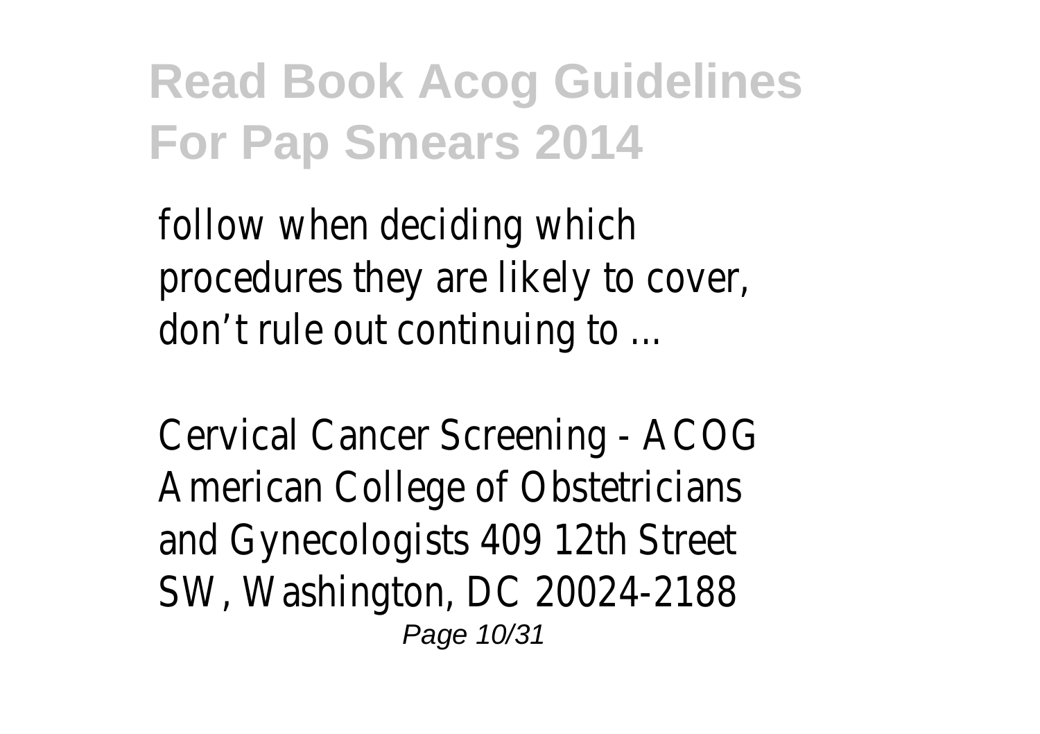follow when deciding which procedures they are likely to cover, don’t rule out continuing to ...

Cervical Cancer Screening - ACOG American College of Obstetricians and Gynecologists 409 12th Street SW, Washington, DC 20024-2188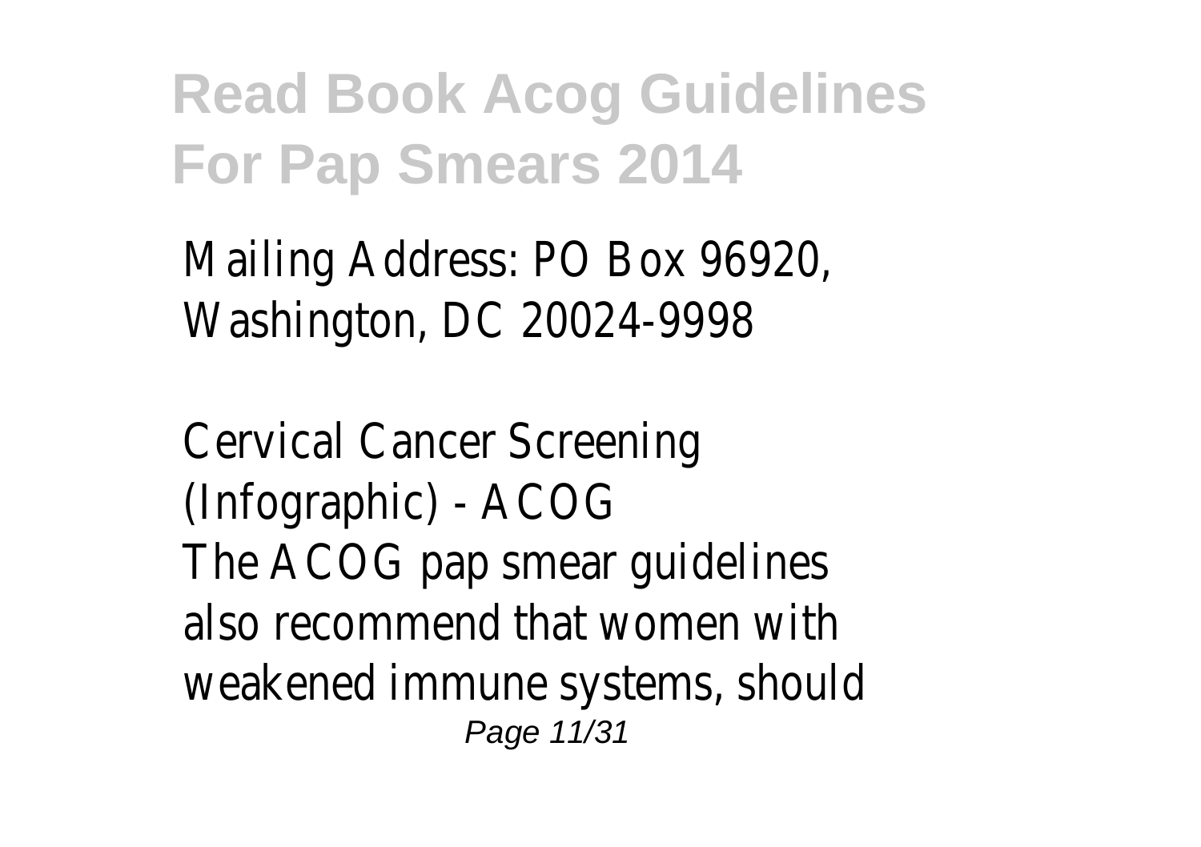Mailing Address: PO Box 96920, Washington, DC 20024-9998

Cervical Cancer Screening (Infographic) - ACOG

The ACOG pap smear guidelines also recommend that women with weakened immune systems, should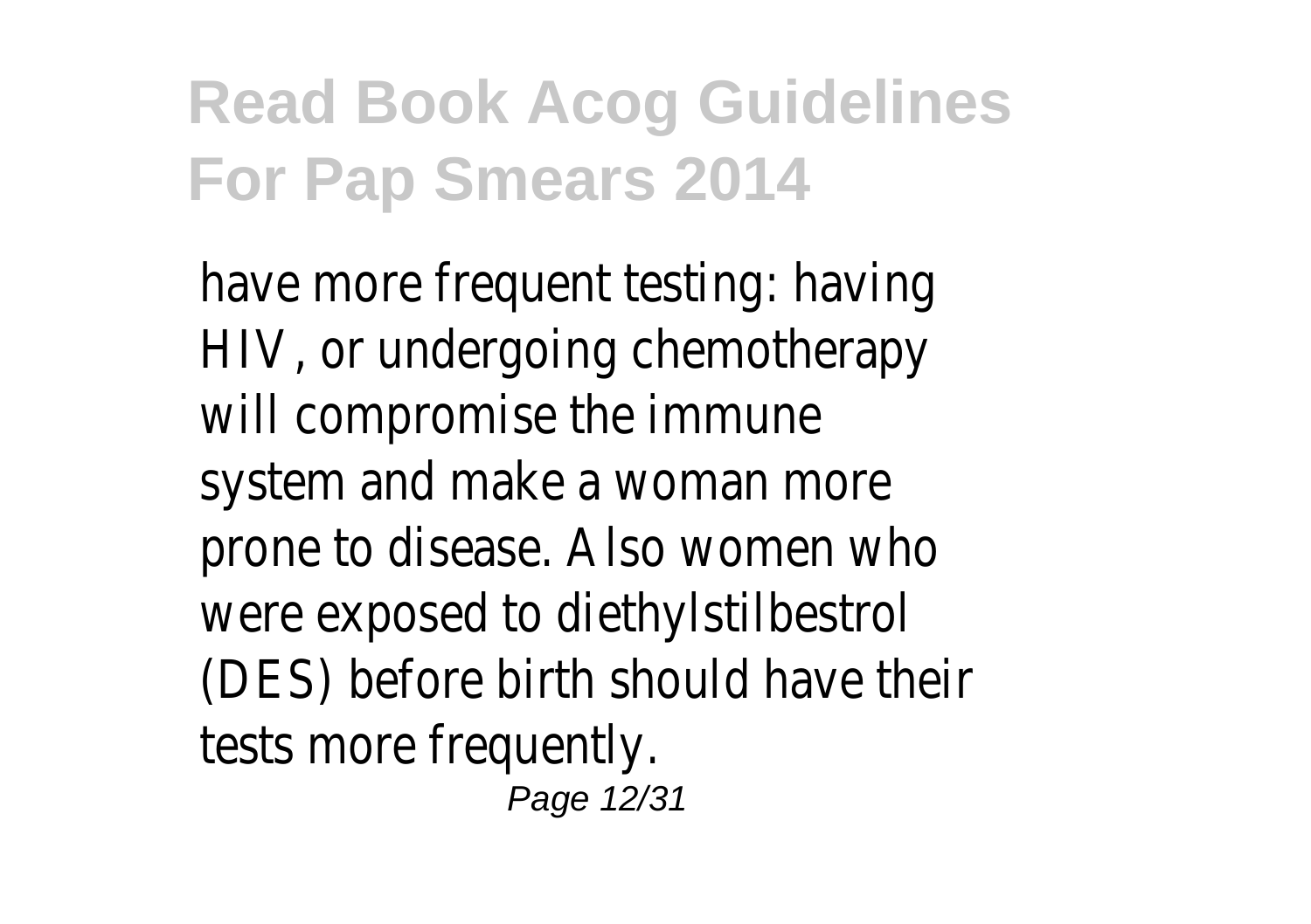have more frequent testing: having HIV, or undergoing chemotherapy will compromise the immune system and make a woman more prone to disease. Also women who were exposed to diethylstilbestrol (DES) before birth should have their tests more frequently.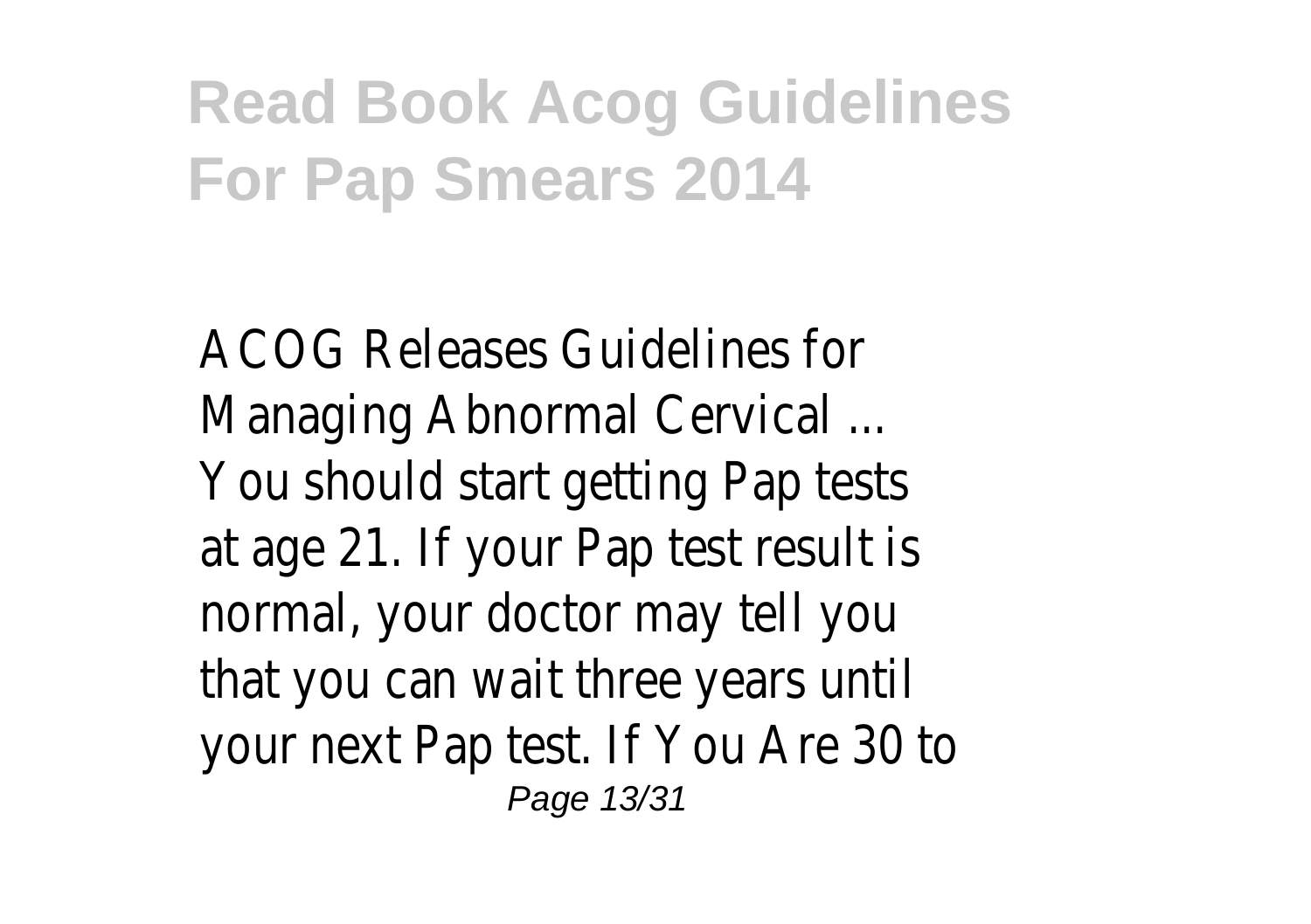ACOG Releases Guidelines for Managing Abnormal Cervical ...
You should start getting Pap tests at age 21. If your Pap test result is normal, your doctor may tell you that you can wait three years until your next Pap test. If You Are 30 to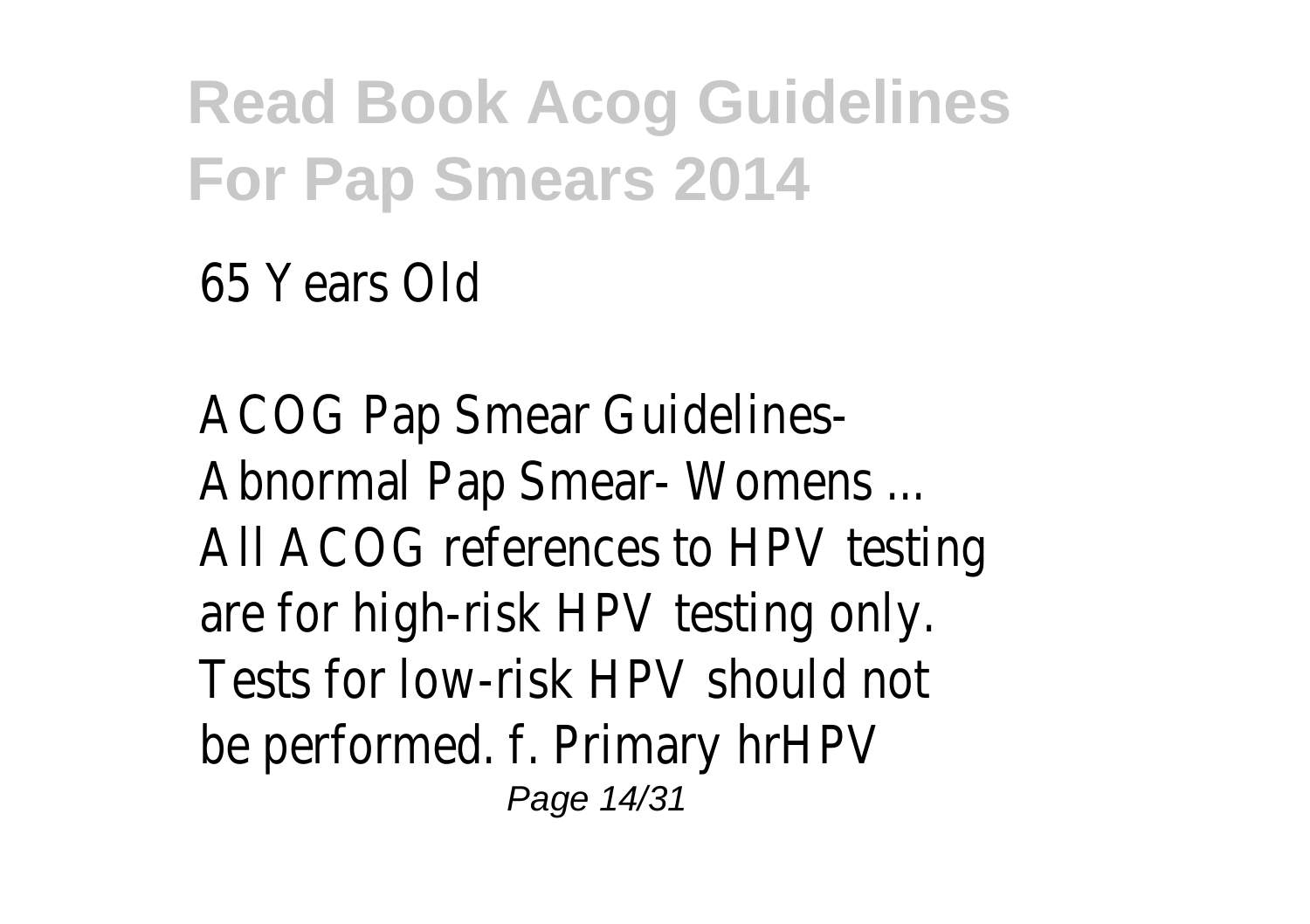65 Years Old

ACOG Pap Smear Guidelines- Abnormal Pap Smear- Womens ...
All ACOG references to HPV testing are for high-risk HPV testing only. Tests for low-risk HPV should not be performed. f. Primary hrHPV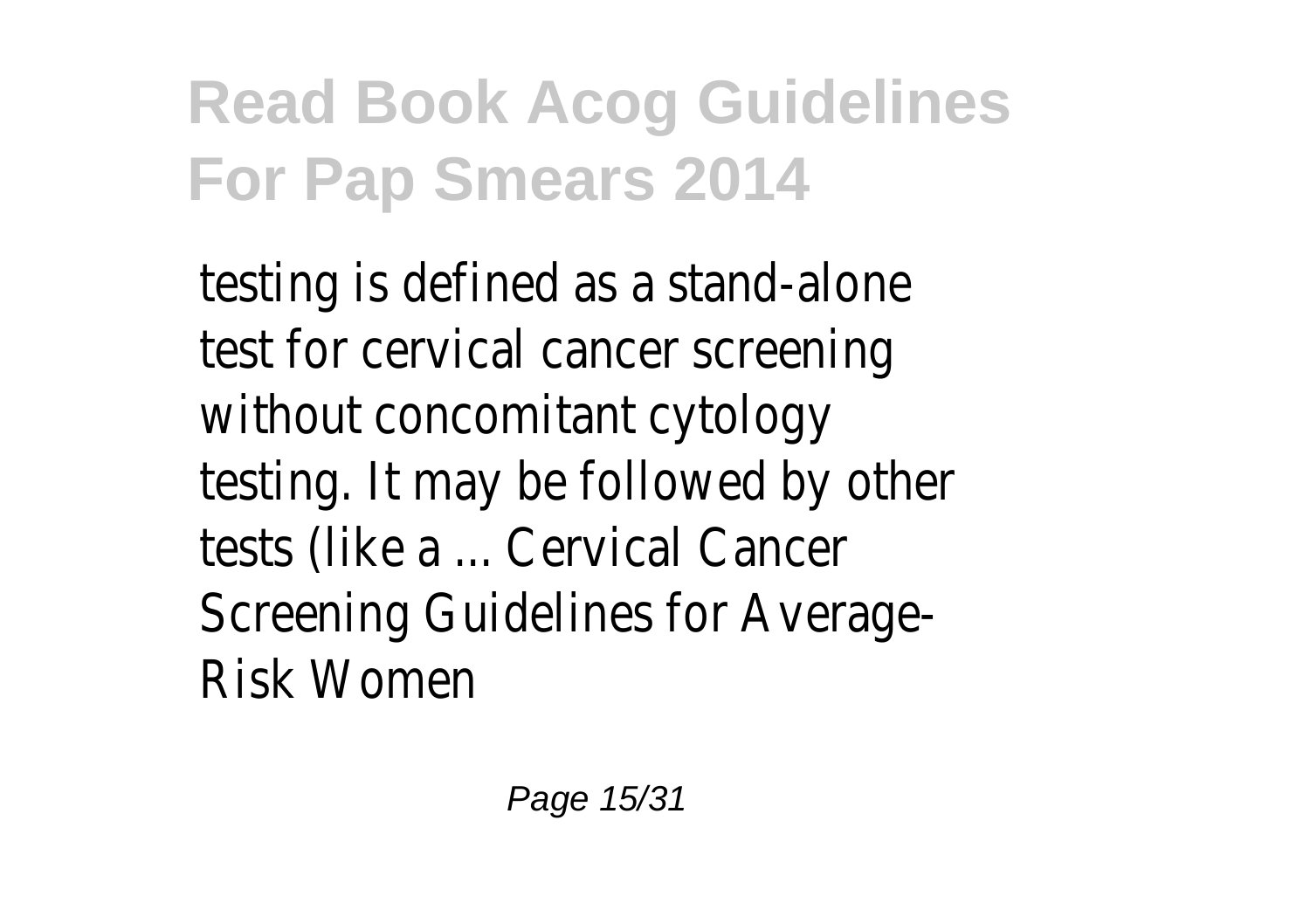testing is defined as a stand-alone test for cervical cancer screening without concomitant cytology testing. It may be followed by other tests (like a ... Cervical Cancer Screening Guidelines for Average-Risk Women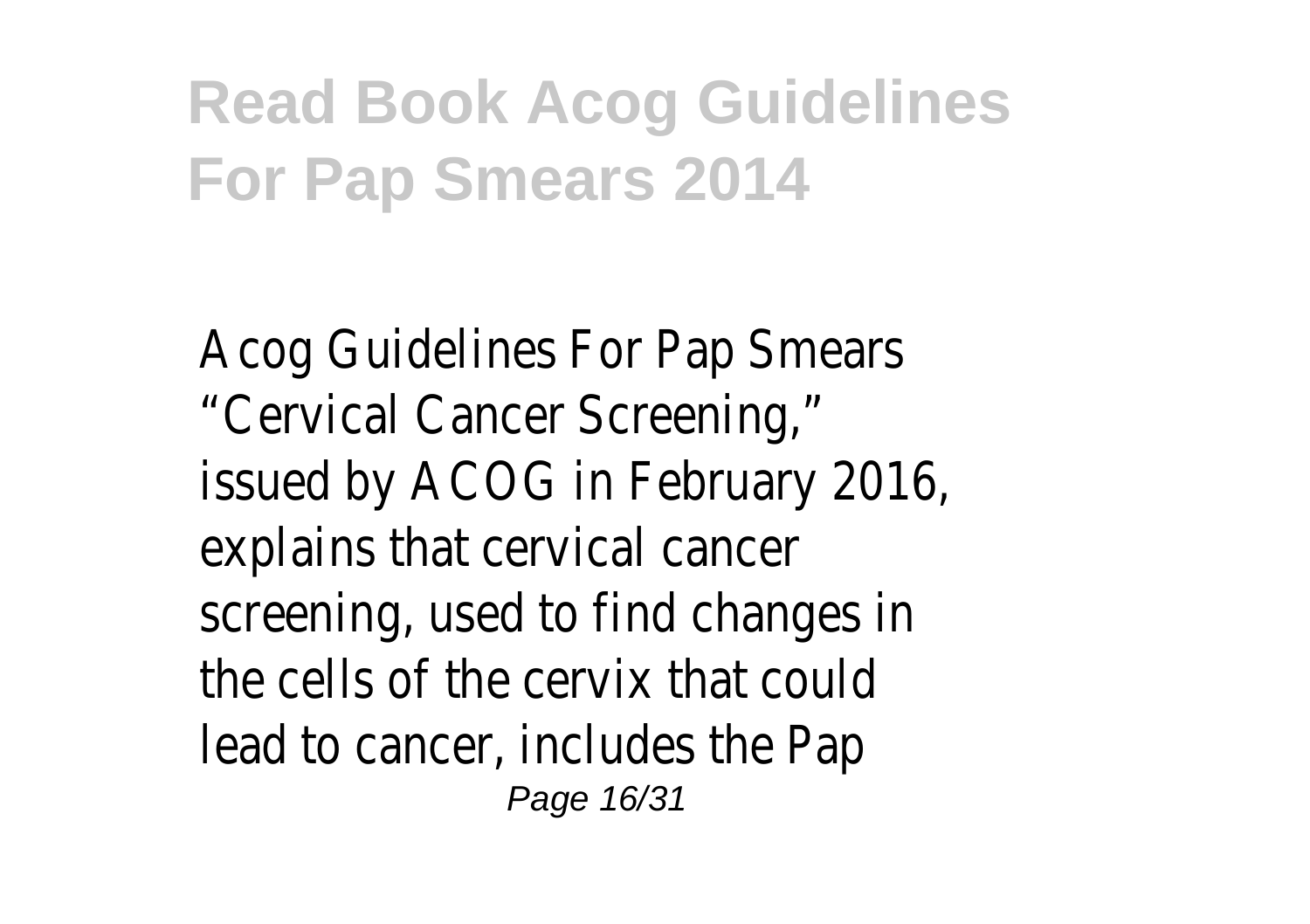# Read Book Acog Guidelines For Pap Smears 2014

Acog Guidelines For Pap Smears
“Cervical Cancer Screening,” issued by ACOG in February 2016, explains that cervical cancer screening, used to find changes in the cells of the cervix that could lead to cancer, includes the Pap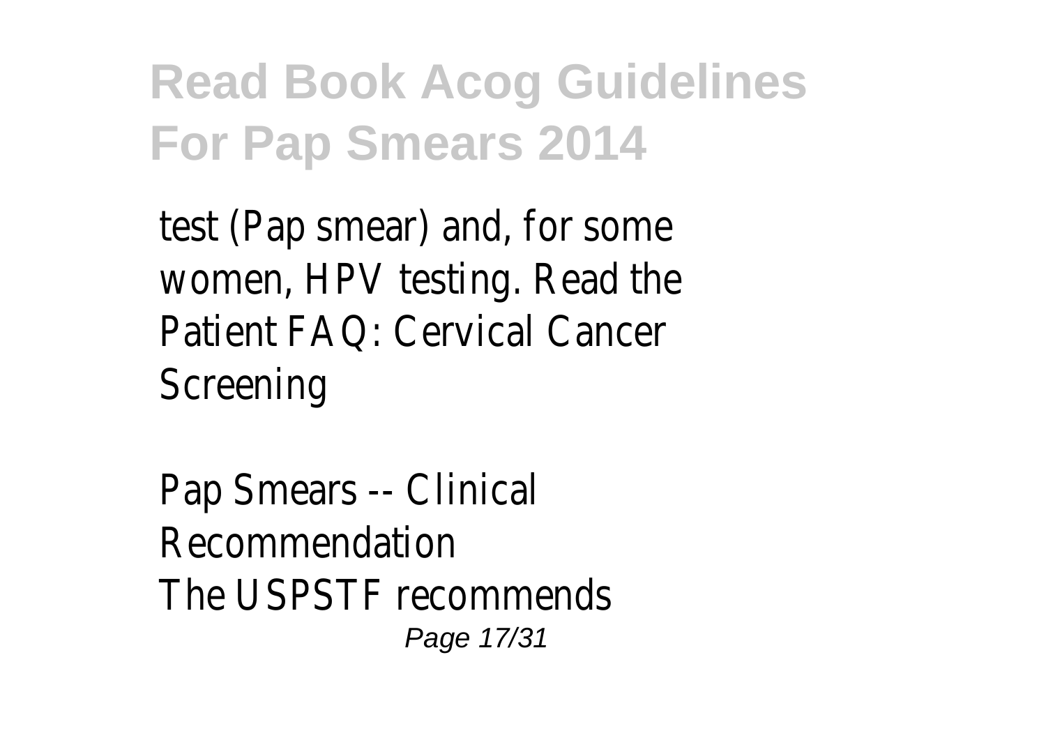test (Pap smear) and, for some women, HPV testing. Read the Patient FAQ: Cervical Cancer Screening

Pap Smears -- Clinical Recommendation

The USPSTF recommends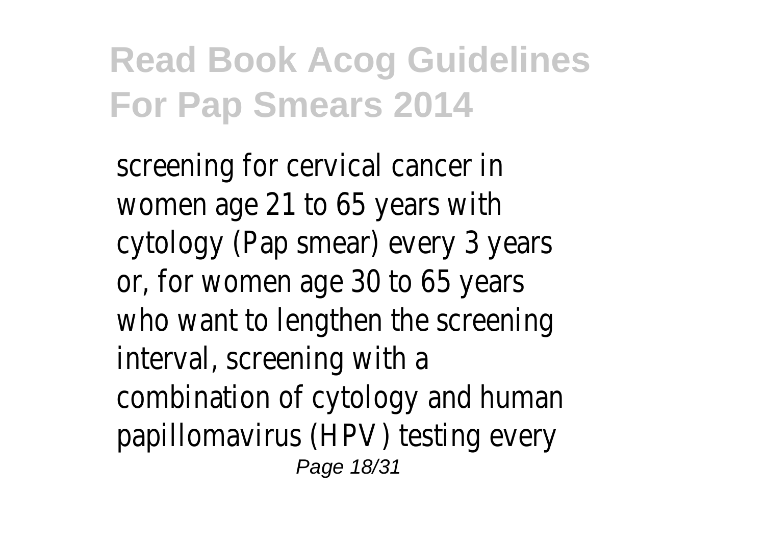screening for cervical cancer in women age 21 to 65 years with cytology (Pap smear) every 3 years or, for women age 30 to 65 years who want to lengthen the screening interval, screening with a combination of cytology and human papillomavirus (HPV) testing every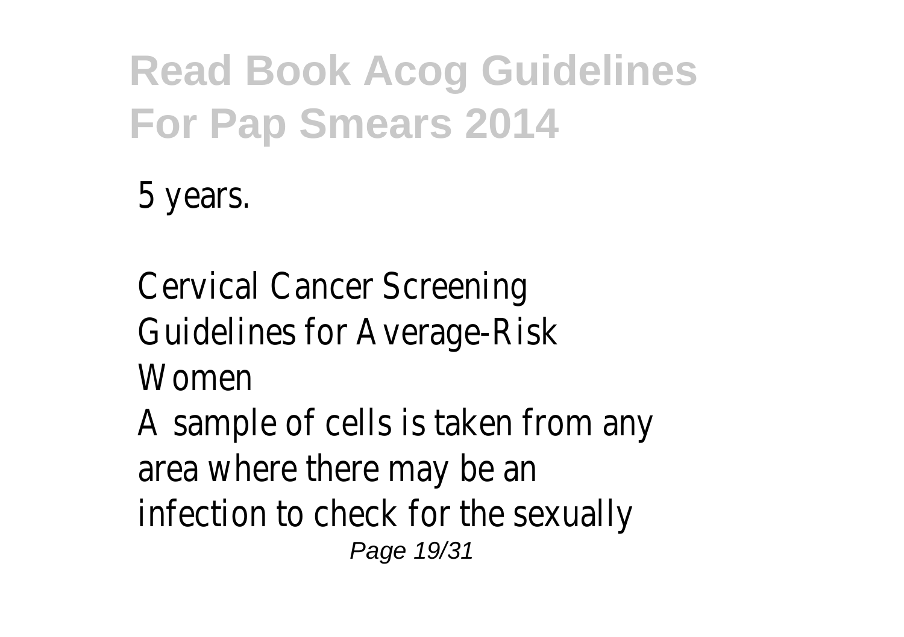5 years.

Cervical Cancer Screening Guidelines for Average-Risk Women

A sample of cells is taken from any area where there may be an infection to check for the sexually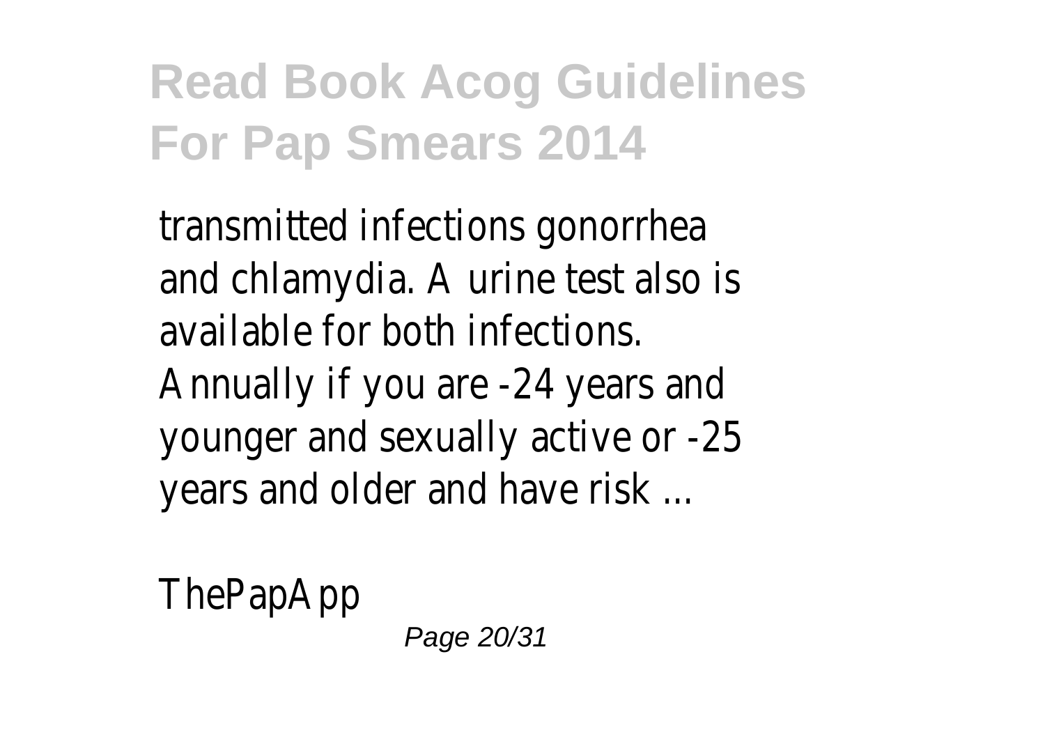transmitted infections gonorrhea and chlamydia. A urine test also is available for both infections. Annually if you are -24 years and younger and sexually active or -25 years and older and have risk ...

ThePapApp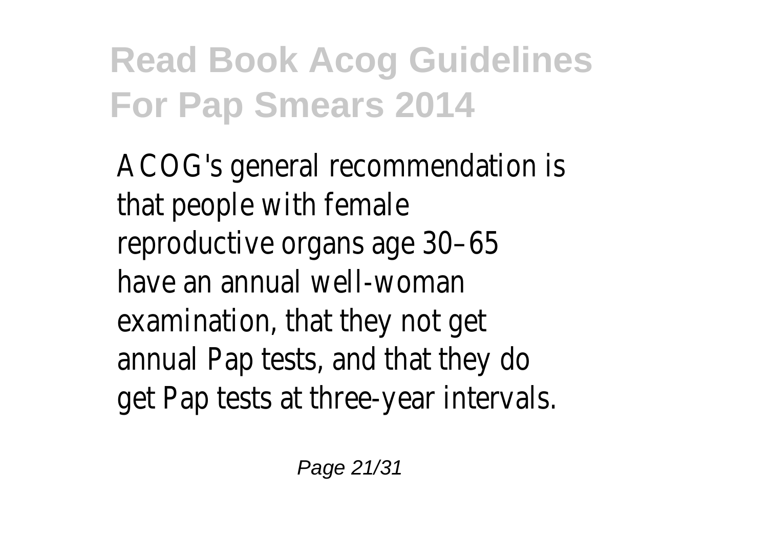ACOG's general recommendation is that people with female reproductive organs age 30–65 have an annual well-woman examination, that they not get annual Pap tests, and that they do get Pap tests at three-year intervals.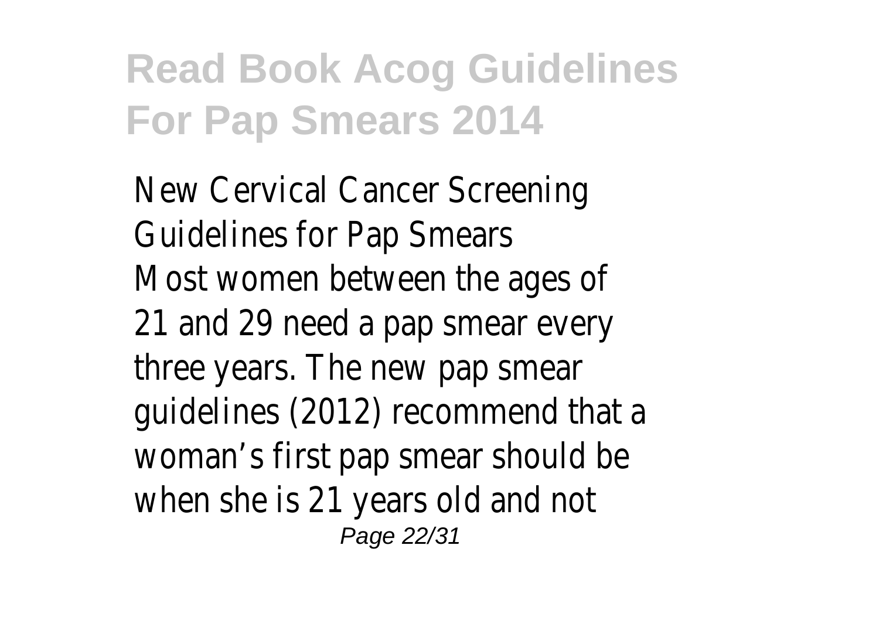New Cervical Cancer Screening Guidelines for Pap Smears

Most women between the ages of 21 and 29 need a pap smear every three years. The new pap smear guidelines (2012) recommend that a woman's first pap smear should be when she is 21 years old and not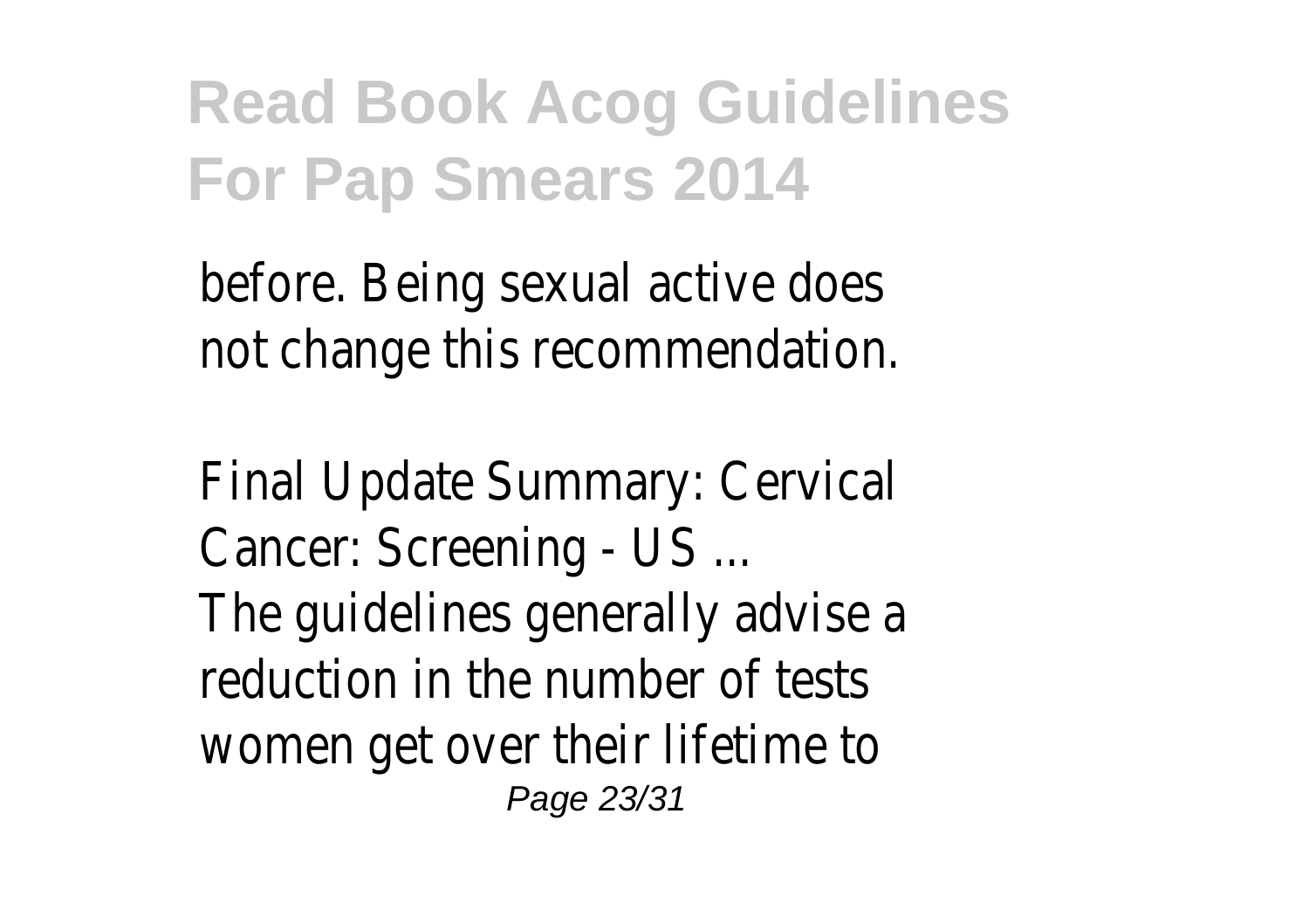before. Being sexual active does not change this recommendation.

Final Update Summary: Cervical Cancer: Screening - US ...

The guidelines generally advise a reduction in the number of tests women get over their lifetime to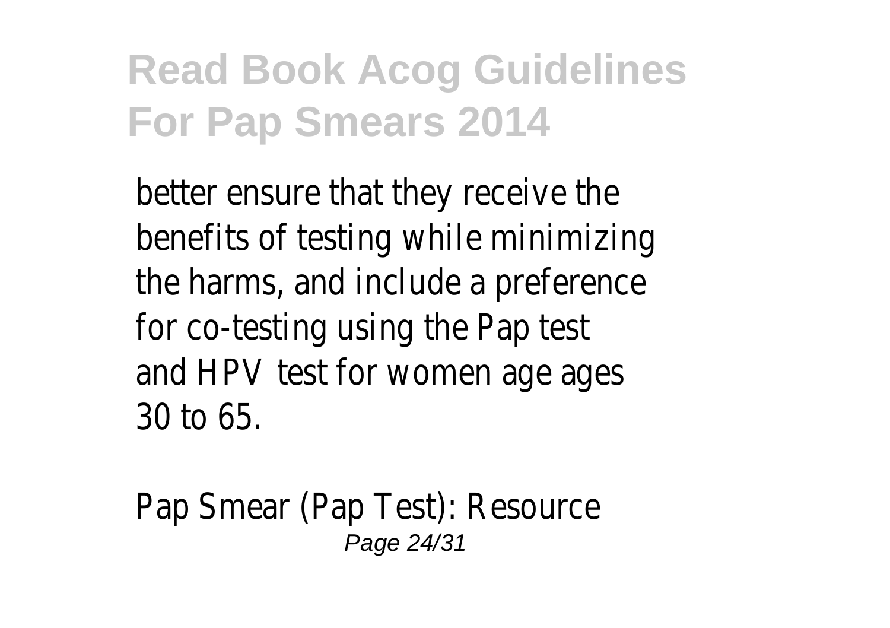better ensure that they receive the benefits of testing while minimizing the harms, and include a preference for co-testing using the Pap test and HPV test for women age ages 30 to 65.

Pap Smear (Pap Test): Resource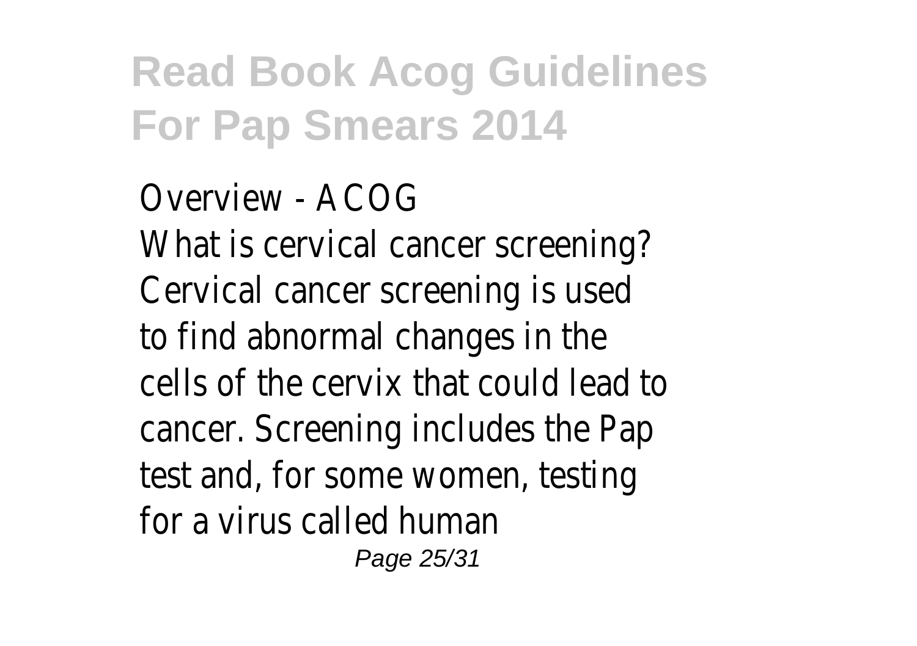Overview - ACOG
What is cervical cancer screening? Cervical cancer screening is used to find abnormal changes in the cells of the cervix that could lead to cancer. Screening includes the Pap test and, for some women, testing for a virus called human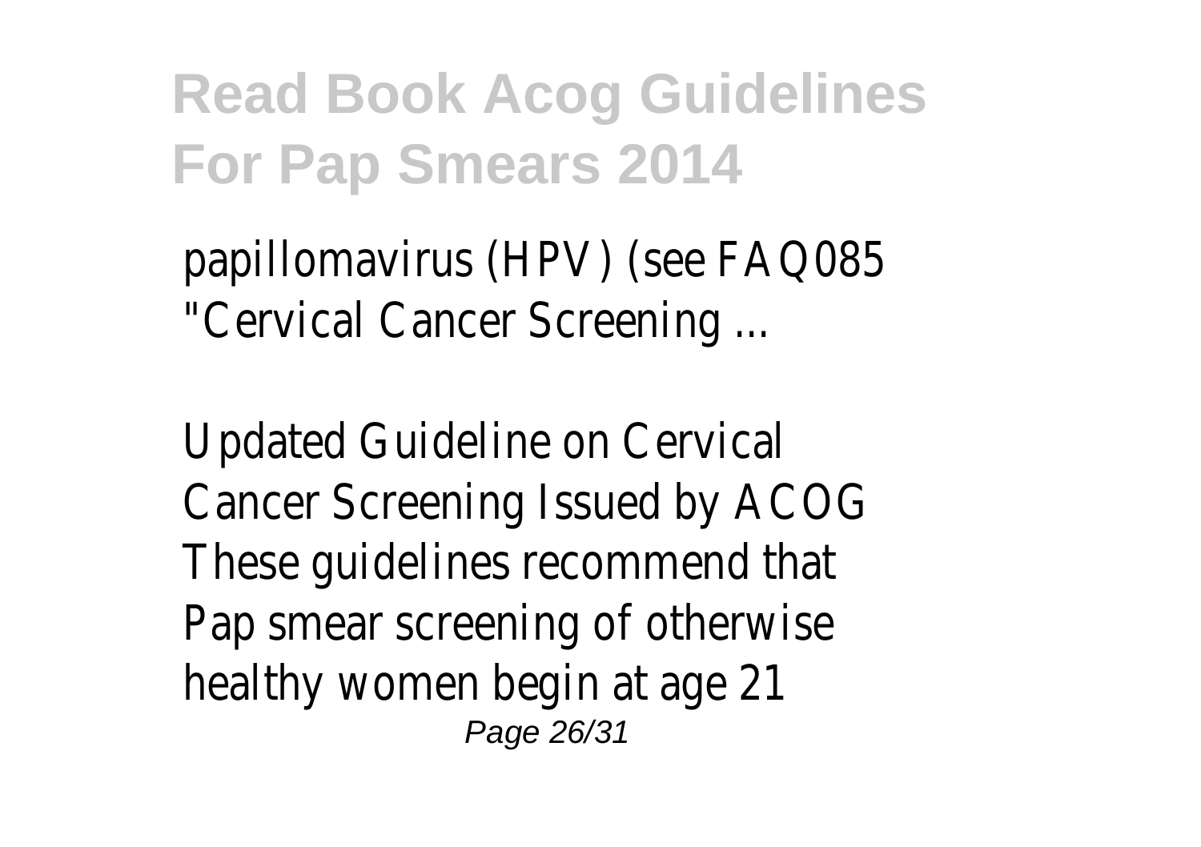papillomavirus (HPV) (see FAQ085 "Cervical Cancer Screening ...

Updated Guideline on Cervical Cancer Screening Issued by ACOG These guidelines recommend that Pap smear screening of otherwise healthy women begin at age 21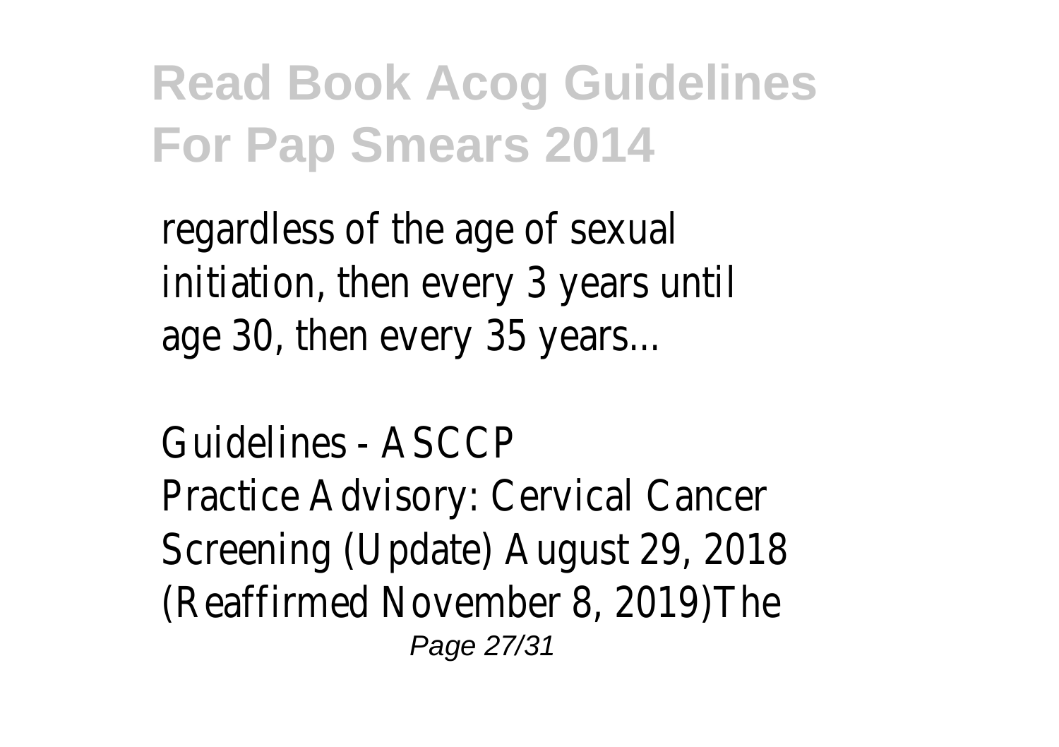regardless of the age of sexual initiation, then every 3 years until age 30, then every 35 years...

Guidelines - ASCCP

Practice Advisory: Cervical Cancer Screening (Update) August 29, 2018 (Reaffirmed November 8, 2019)The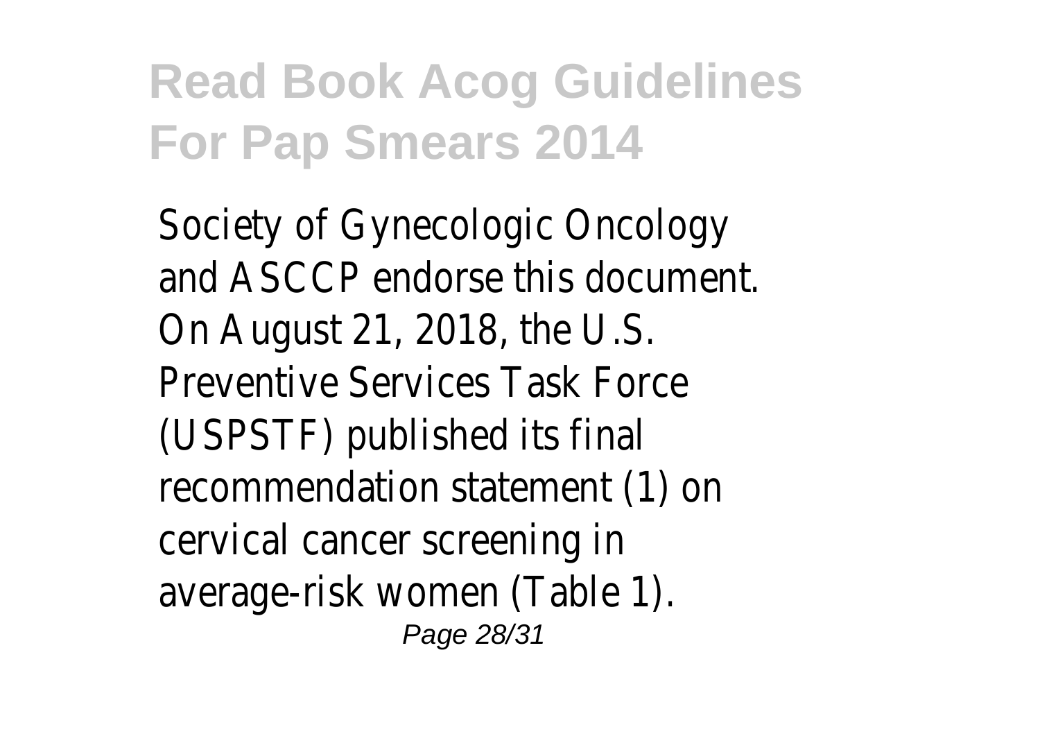Society of Gynecologic Oncology and ASCCP endorse this document. On August 21, 2018, the U.S. Preventive Services Task Force (USPSTF) published its final recommendation statement (1) on cervical cancer screening in average-risk women (Table 1).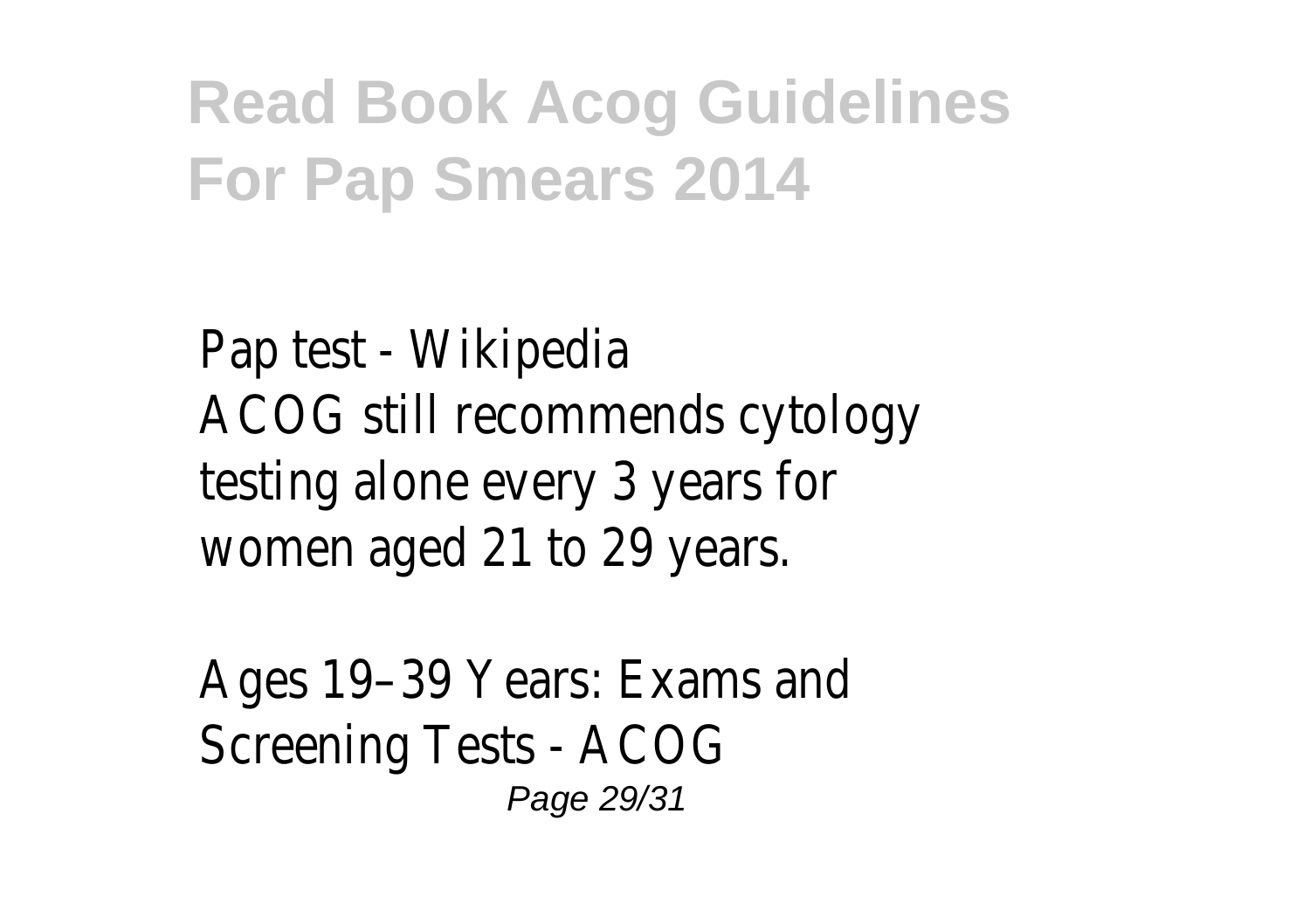Pap test - Wikipedia
ACOG still recommends cytology testing alone every 3 years for women aged 21 to 29 years.

Ages 19–39 Years: Exams and Screening Tests - ACOG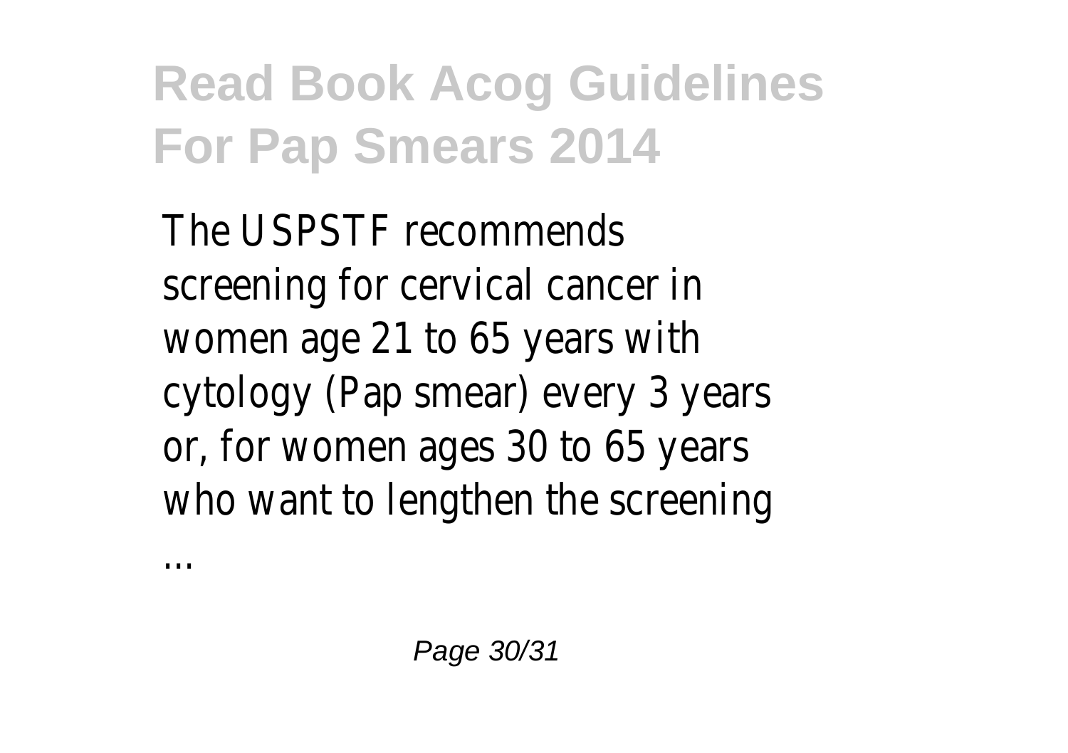The USPSTF recommends screening for cervical cancer in women age 21 to 65 years with cytology (Pap smear) every 3 years or, for women ages 30 to 65 years who want to lengthen the screening ...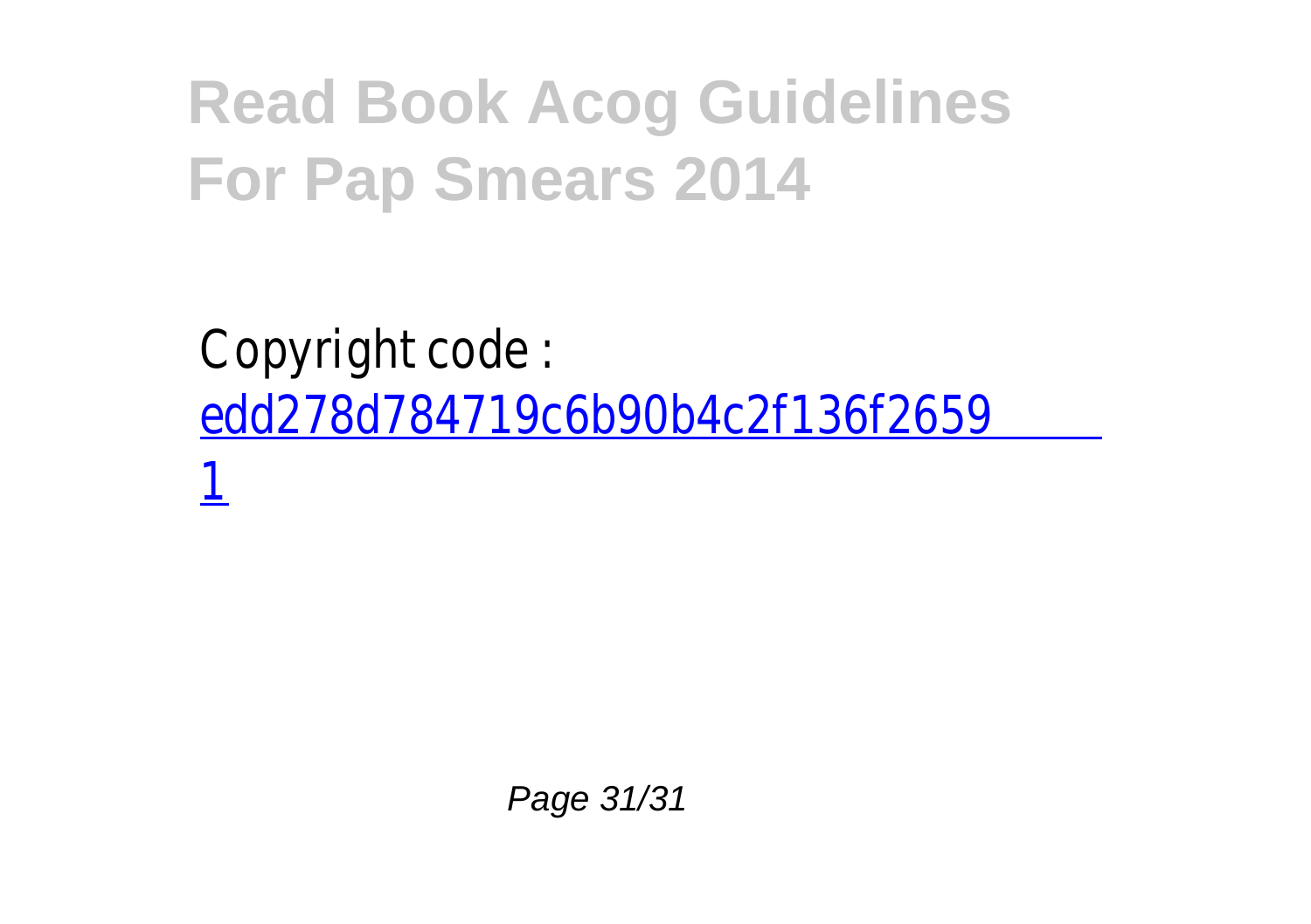Copyright code : edd278d784719c6b90b4c2f136f26591